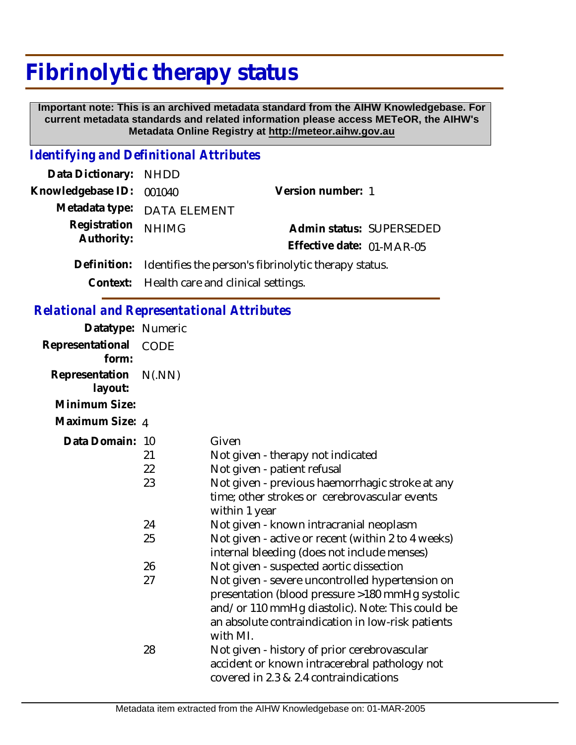# Fibrinolytic therapy status

**Important note: This is an archived metadata standard from the AIHW Knowledgebase. For current metadata standards and related information please access METeOR, the AIHW's Metadata Online Registry at http://meteor.aihw.gov.au**

## *Identifying and Definitional Attributes*

| | | | |
|---|---|---|---|
| **Data Dictionary:** | NHDD | | |
| **Knowledgebase ID:** | 001040 | **Version number:** | 1 |
| **Metadata type:** | DATA ELEMENT | | |
| **Registration Authority:** | NHIMG | **Admin status:** | SUPERSEDED |
| | | **Effective date:** | 01-MAR-05 |

**Definition:** Identifies the person's fibrinolytic therapy status.

**Context:** Health care and clinical settings.

## *Relational and Representational Attributes*

**Datatype:** Numeric

**Representational form:** CODE

**Representation layout:** N(.NN)

**Minimum Size:**

**Maximum Size:** 4

**Data Domain:**

| Code | Description |
|---|---|
| 10 | Given |
| 21 | Not given - therapy not indicated |
| 22 | Not given - patient refusal |
| 23 | Not given - previous haemorrhagic stroke at any time; other strokes or cerebrovascular events within 1 year |
| 24 | Not given - known intracranial neoplasm |
| 25 | Not given - active or recent (within 2 to 4 weeks) internal bleeding (does not include menses) |
| 26 | Not given - suspected aortic dissection |
| 27 | Not given - severe uncontrolled hypertension on presentation (blood pressure >180 mmHg systolic and/or 110 mmHg diastolic). Note: This could be an absolute contraindication in low-risk patients with MI. |
| 28 | Not given - history of prior cerebrovascular accident or known intracerebral pathology not covered in 2.3 & 2.4 contraindications |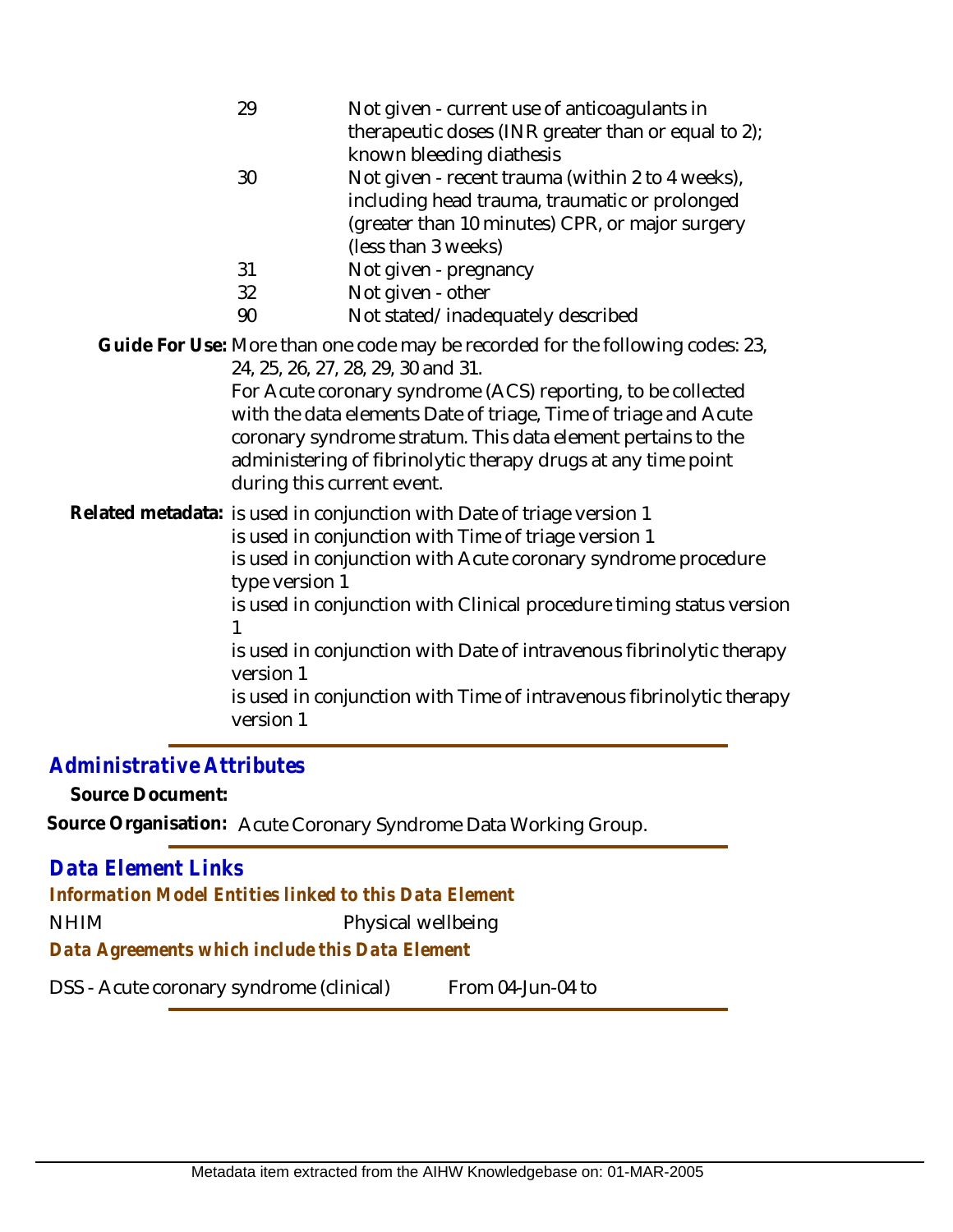| | |
|---|---|
| 29 | Not given - current use of anticoagulants in therapeutic doses (INR greater than or equal to 2); known bleeding diathesis |
| 30 | Not given - recent trauma (within 2 to 4 weeks), including head trauma, traumatic or prolonged (greater than 10 minutes) CPR, or major surgery (less than 3 weeks) |
| 31 | Not given - pregnancy |
| 32 | Not given - other |
| 90 | Not stated/inadequately described |

**Guide For Use:** More than one code may be recorded for the following codes: 23, 24, 25, 26, 27, 28, 29, 30 and 31.
For Acute coronary syndrome (ACS) reporting, to be collected with the data elements Date of triage, Time of triage and Acute coronary syndrome stratum. This data element pertains to the administering of fibrinolytic therapy drugs at any time point during this current event.

**Related metadata:** is used in conjunction with Date of triage version 1
is used in conjunction with Time of triage version 1
is used in conjunction with Acute coronary syndrome procedure type version 1
is used in conjunction with Clinical procedure timing status version 1
is used in conjunction with Date of intravenous fibrinolytic therapy version 1
is used in conjunction with Time of intravenous fibrinolytic therapy version 1

## Administrative Attributes

**Source Document:**

**Source Organisation:** Acute Coronary Syndrome Data Working Group.

## Data Element Links

### Information Model Entities linked to this Data Element

NHIM Physical wellbeing

### Data Agreements which include this Data Element

DSS - Acute coronary syndrome (clinical) From 04-Jun-04 to

Metadata item extracted from the AIHW Knowledgebase on: 01-MAR-2005